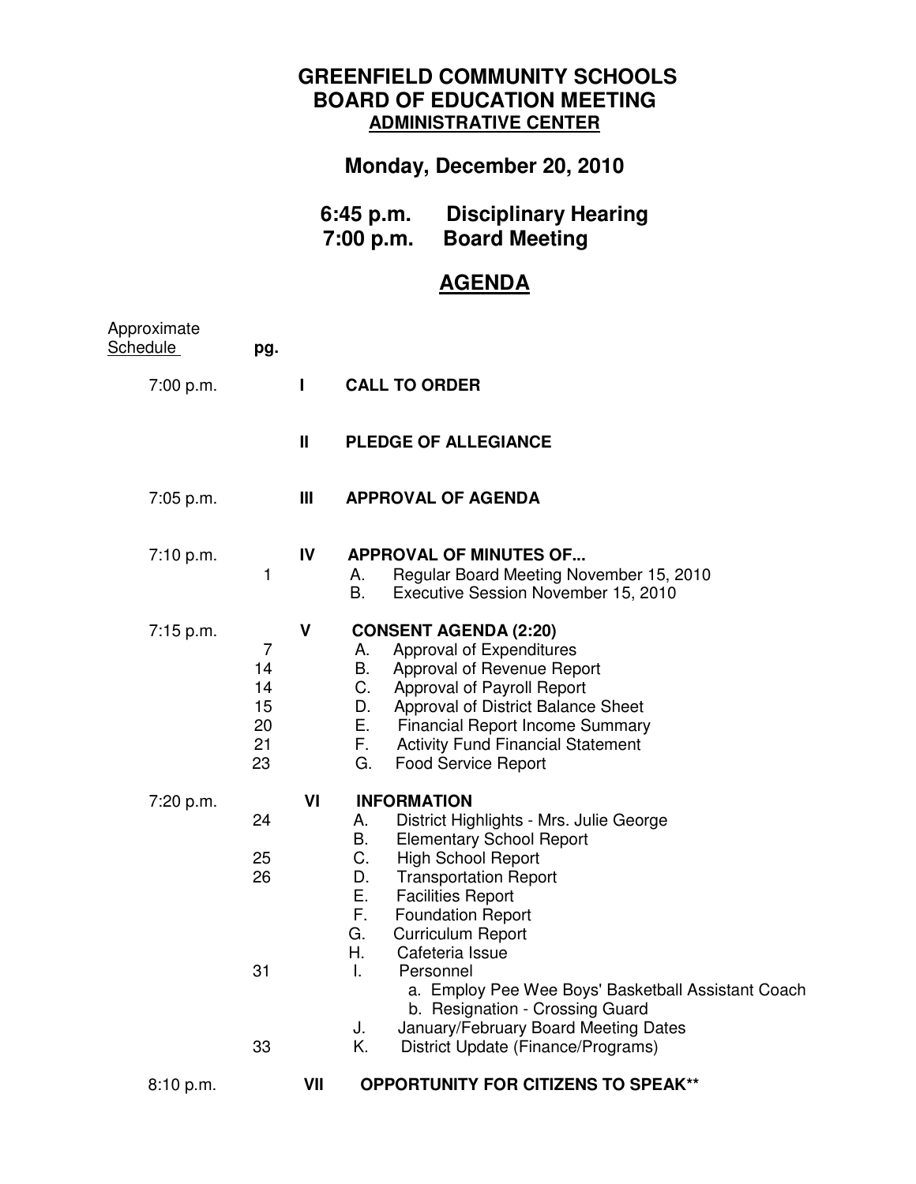# GREENFIELD COMMUNITY SCHOOLS
## BOARD OF EDUCATION MEETING
### ADMINISTRATIVE CENTER

## Monday, December 20, 2010

**6:45 p.m. Disciplinary Hearing**
**7:00 p.m. Board Meeting**

## AGENDA

| Approximate Schedule | pg. | | |
|---|---|---|---|
| 7:00 p.m. | | I | **CALL TO ORDER** |
| | | II | **PLEDGE OF ALLEGIANCE** |
| 7:05 p.m. | | III | **APPROVAL OF AGENDA** |
| 7:10 p.m. | | IV | **APPROVAL OF MINUTES OF...** |
| | 1 | | A. Regular Board Meeting November 15, 2010 |
| | | | B. Executive Session November 15, 2010 |
| 7:15 p.m. | | V | **CONSENT AGENDA (2:20)** |
| | 7 | | A. Approval of Expenditures |
| | 14 | | B. Approval of Revenue Report |
| | 14 | | C. Approval of Payroll Report |
| | 15 | | D. Approval of District Balance Sheet |
| | 20 | | E. Financial Report Income Summary |
| | 21 | | F. Activity Fund Financial Statement |
| | 23 | | G. Food Service Report |
| 7:20 p.m. | | VI | **INFORMATION** |
| | 24 | | A. District Highlights - Mrs. Julie George |
| | | | B. Elementary School Report |
| | 25 | | C. High School Report |
| | 26 | | D. Transportation Report |
| | | | E. Facilities Report |
| | | | F. Foundation Report |
| | | | G. Curriculum Report |
| | | | H. Cafeteria Issue |
| | 31 | | I. Personnel |
| | | | a. Employ Pee Wee Boys' Basketball Assistant Coach |
| | | | b. Resignation - Crossing Guard |
| | | | J. January/February Board Meeting Dates |
| | 33 | | K. District Update (Finance/Programs) |
| 8:10 p.m. | | VII | **OPPORTUNITY FOR CITIZENS TO SPEAK**** |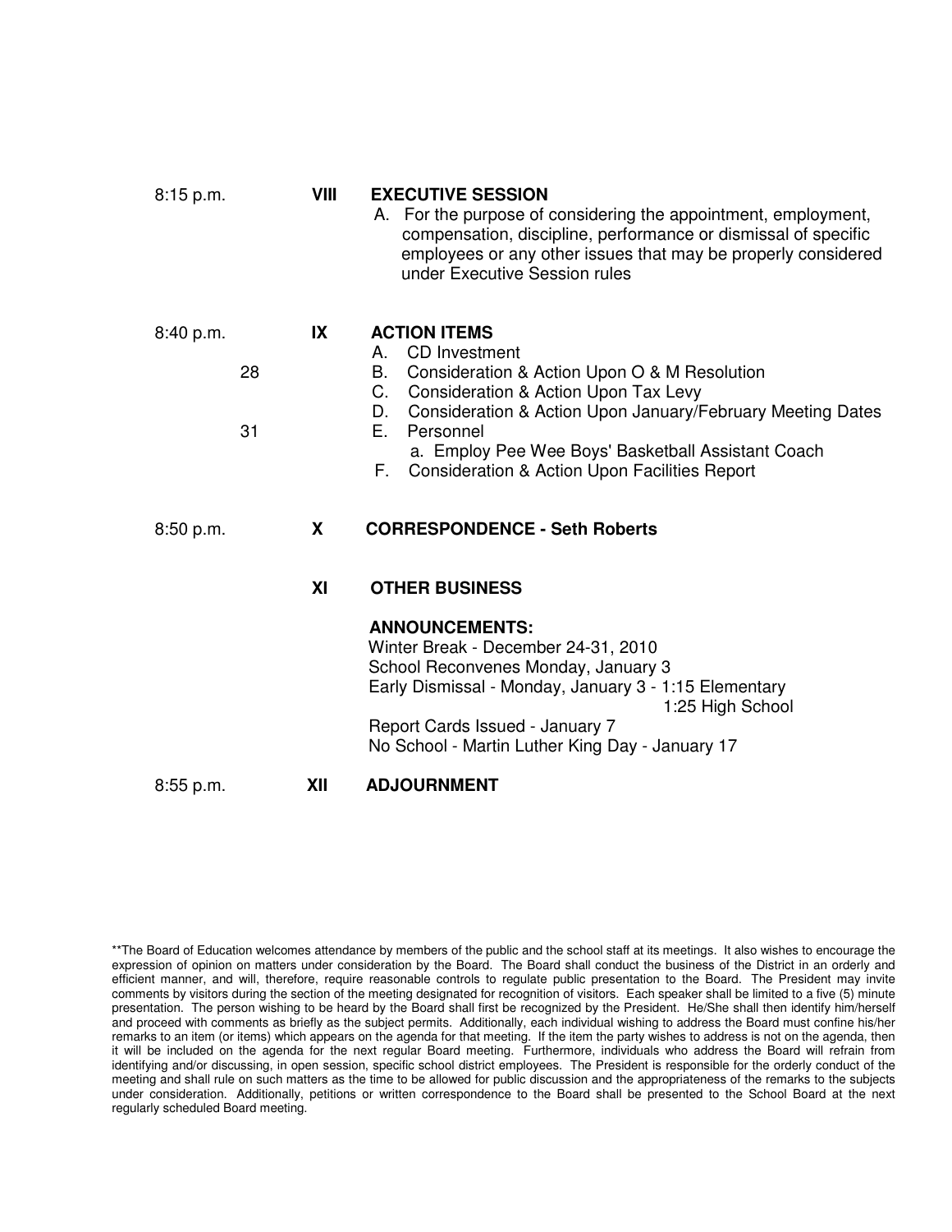8:15 p.m. **VIII** **EXECUTIVE SESSION**

A. For the purpose of considering the appointment, employment, compensation, discipline, performance or dismissal of specific employees or any other issues that may be properly considered under Executive Session rules

8:40 p.m. **IX** **ACTION ITEMS**

A. CD Investment

28 B. Consideration & Action Upon O & M Resolution

C. Consideration & Action Upon Tax Levy

D. Consideration & Action Upon January/February Meeting Dates

31 E. Personnel

a. Employ Pee Wee Boys' Basketball Assistant Coach

F. Consideration & Action Upon Facilities Report

8:50 p.m. **X** **CORRESPONDENCE - Seth Roberts**

**XI** **OTHER BUSINESS**

**ANNOUNCEMENTS:**

Winter Break - December 24-31, 2010
School Reconvenes Monday, January 3
Early Dismissal - Monday, January 3 - 1:15 Elementary
1:25 High School
Report Cards Issued - January 7
No School - Martin Luther King Day - January 17

8:55 p.m. **XII** **ADJOURNMENT**

**The Board of Education welcomes attendance by members of the public and the school staff at its meetings. It also wishes to encourage the expression of opinion on matters under consideration by the Board. The Board shall conduct the business of the District in an orderly and efficient manner, and will, therefore, require reasonable controls to regulate public presentation to the Board. The President may invite comments by visitors during the section of the meeting designated for recognition of visitors. Each speaker shall be limited to a five (5) minute presentation. The person wishing to be heard by the Board shall first be recognized by the President. He/She shall then identify him/herself and proceed with comments as briefly as the subject permits. Additionally, each individual wishing to address the Board must confine his/her remarks to an item (or items) which appears on the agenda for that meeting. If the item the party wishes to address is not on the agenda, then it will be included on the agenda for the next regular Board meeting. Furthermore, individuals who address the Board will refrain from identifying and/or discussing, in open session, specific school district employees. The President is responsible for the orderly conduct of the meeting and shall rule on such matters as the time to be allowed for public discussion and the appropriateness of the remarks to the subjects under consideration. Additionally, petitions or written correspondence to the Board shall be presented to the School Board at the next regularly scheduled Board meeting.